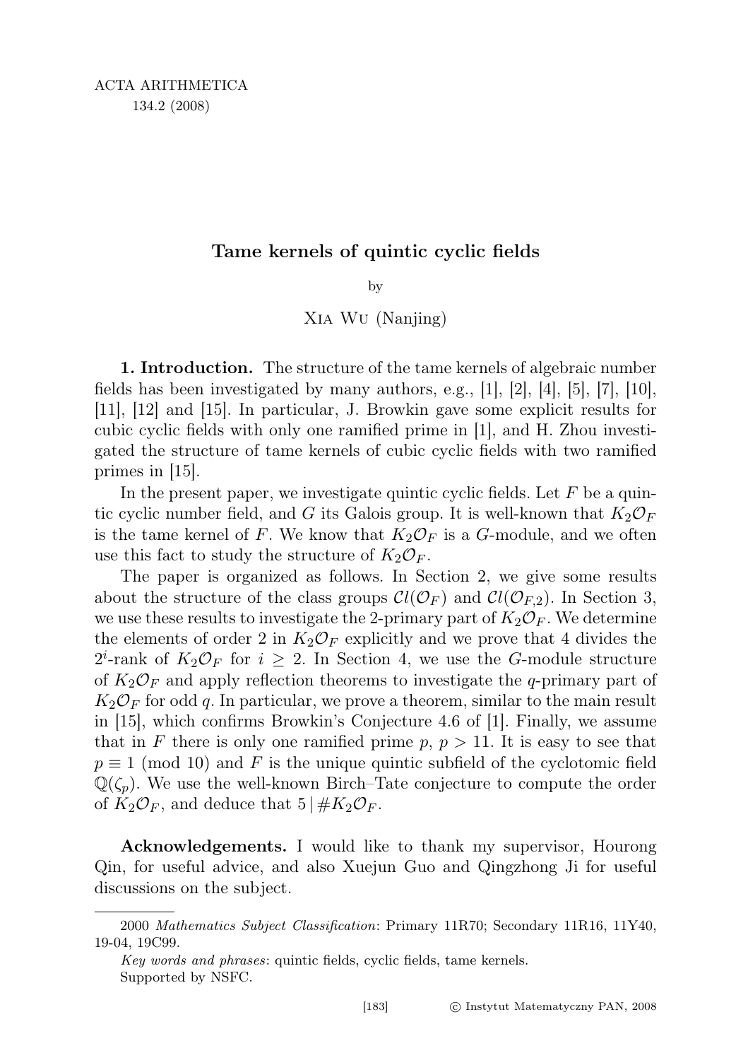# Tame kernels of quintic cyclic fields

by

Xia Wu (Nanjing)

**1. Introduction.** The structure of the tame kernels of algebraic number fields has been investigated by many authors, e.g., [1], [2], [4], [5], [7], [10], [11], [12] and [15]. In particular, J. Browkin gave some explicit results for cubic cyclic fields with only one ramified prime in [1], and H. Zhou investigated the structure of tame kernels of cubic cyclic fields with two ramified primes in [15].

In the present paper, we investigate quintic cyclic fields. Let $F$ be a quintic cyclic number field, and $G$ its Galois group. It is well-known that $K_2\mathcal{O}_F$ is the tame kernel of $F$. We know that $K_2\mathcal{O}_F$ is a $G$-module, and we often use this fact to study the structure of $K_2\mathcal{O}_F$.

The paper is organized as follows. In Section 2, we give some results about the structure of the class groups $\mathcal{C}l(\mathcal{O}_F)$ and $\mathcal{C}l(\mathcal{O}_{F,2})$. In Section 3, we use these results to investigate the 2-primary part of $K_2\mathcal{O}_F$. We determine the elements of order 2 in $K_2\mathcal{O}_F$ explicitly and we prove that 4 divides the $2^i$-rank of $K_2\mathcal{O}_F$ for $i \geq 2$. In Section 4, we use the $G$-module structure of $K_2\mathcal{O}_F$ and apply reflection theorems to investigate the $q$-primary part of $K_2\mathcal{O}_F$ for odd $q$. In particular, we prove a theorem, similar to the main result in [15], which confirms Browkin's Conjecture 4.6 of [1]. Finally, we assume that in $F$ there is only one ramified prime $p$, $p > 11$. It is easy to see that $p \equiv 1 \pmod{10}$ and $F$ is the unique quintic subfield of the cyclotomic field $\mathbb{Q}(\zeta_p)$. We use the well-known Birch–Tate conjecture to compute the order of $K_2\mathcal{O}_F$, and deduce that $5 \mid \#K_2\mathcal{O}_F$.

**Acknowledgements.** I would like to thank my supervisor, Hourong Qin, for useful advice, and also Xuejun Guo and Qingzhong Ji for useful discussions on the subject.

---

2000 *Mathematics Subject Classification*: Primary 11R70; Secondary 11R16, 11Y40, 19-04, 19C99.

*Key words and phrases*: quintic fields, cyclic fields, tame kernels.

Supported by NSFC.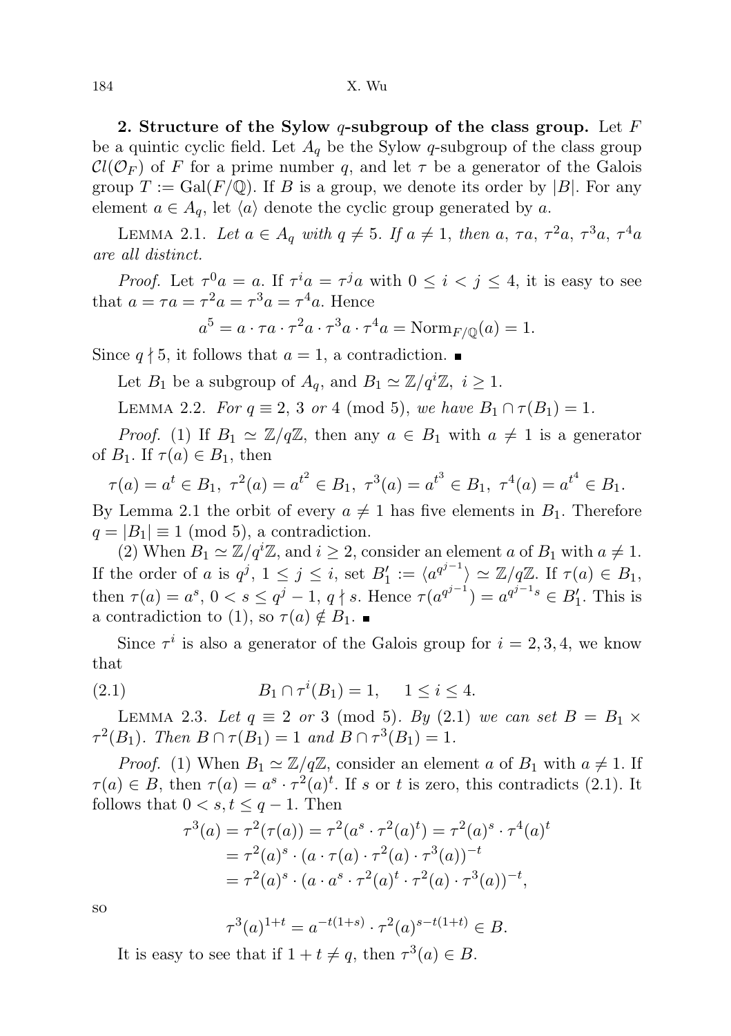**2. Structure of the Sylow $q$-subgroup of the class group.** Let $F$ be a quintic cyclic field. Let $A_q$ be the Sylow $q$-subgroup of the class group $\mathcal{Cl}(\mathcal{O}_F)$ of $F$ for a prime number $q$, and let $\tau$ be a generator of the Galois group $T := \mathrm{Gal}(F/\mathbb{Q})$. If $B$ is a group, we denote its order by $|B|$. For any element $a \in A_q$, let $\langle a \rangle$ denote the cyclic group generated by $a$.

Lemma 2.1. *Let $a \in A_q$ with $q \neq 5$. If $a \neq 1$, then $a$, $\tau a$, $\tau^2 a$, $\tau^3 a$, $\tau^4 a$ are all distinct.*

*Proof.* Let $\tau^0 a = a$. If $\tau^i a = \tau^j a$ with $0 \leq i < j \leq 4$, it is easy to see that $a = \tau a = \tau^2 a = \tau^3 a = \tau^4 a$. Hence

$$a^5 = a \cdot \tau a \cdot \tau^2 a \cdot \tau^3 a \cdot \tau^4 a = \mathrm{Norm}_{F/\mathbb{Q}}(a) = 1.$$

Since $q \nmid 5$, it follows that $a = 1$, a contradiction. ∎

Let $B_1$ be a subgroup of $A_q$, and $B_1 \simeq \mathbb{Z}/q^i\mathbb{Z}$, $i \geq 1$.

Lemma 2.2. *For $q \equiv 2$, 3 or 4 (mod 5), we have $B_1 \cap \tau(B_1) = 1$.*

*Proof.* (1) If $B_1 \simeq \mathbb{Z}/q\mathbb{Z}$, then any $a \in B_1$ with $a \neq 1$ is a generator of $B_1$. If $\tau(a) \in B_1$, then

$$\tau(a) = a^t \in B_1,\ \tau^2(a) = a^{t^2} \in B_1,\ \tau^3(a) = a^{t^3} \in B_1,\ \tau^4(a) = a^{t^4} \in B_1.$$

By Lemma 2.1 the orbit of every $a \neq 1$ has five elements in $B_1$. Therefore $q = |B_1| \equiv 1 \pmod 5$, a contradiction.

(2) When $B_1 \simeq \mathbb{Z}/q^i\mathbb{Z}$, and $i \geq 2$, consider an element $a$ of $B_1$ with $a \neq 1$. If the order of $a$ is $q^j$, $1 \leq j \leq i$, set $B_1' := \langle a^{q^{j-1}} \rangle \simeq \mathbb{Z}/q\mathbb{Z}$. If $\tau(a) \in B_1$, then $\tau(a) = a^s$, $0 < s \leq q^j - 1$, $q \nmid s$. Hence $\tau(a^{q^{j-1}}) = a^{q^{j-1}s} \in B_1'$. This is a contradiction to (1), so $\tau(a) \notin B_1$. ∎

Since $\tau^i$ is also a generator of the Galois group for $i = 2, 3, 4$, we know that

$$B_1 \cap \tau^i(B_1) = 1, \quad 1 \leq i \leq 4. \tag{2.1}$$

Lemma 2.3. *Let $q \equiv 2$ or 3 (mod 5). By (2.1) we can set $B = B_1 \times \tau^2(B_1)$. Then $B \cap \tau(B_1) = 1$ and $B \cap \tau^3(B_1) = 1$.*

*Proof.* (1) When $B_1 \simeq \mathbb{Z}/q\mathbb{Z}$, consider an element $a$ of $B_1$ with $a \neq 1$. If $\tau(a) \in B$, then $\tau(a) = a^s \cdot \tau^2(a)^t$. If $s$ or $t$ is zero, this contradicts (2.1). It follows that $0 < s, t \leq q - 1$. Then

$$\begin{aligned}
\tau^3(a) = \tau^2(\tau(a)) &= \tau^2(a^s \cdot \tau^2(a)^t) = \tau^2(a)^s \cdot \tau^4(a)^t \\
&= \tau^2(a)^s \cdot (a \cdot \tau(a) \cdot \tau^2(a) \cdot \tau^3(a))^{-t} \\
&= \tau^2(a)^s \cdot (a \cdot a^s \cdot \tau^2(a)^t \cdot \tau^2(a) \cdot \tau^3(a))^{-t},
\end{aligned}$$

so

$$\tau^3(a)^{1+t} = a^{-t(1+s)} \cdot \tau^2(a)^{s-t(1+t)} \in B.$$

It is easy to see that if $1 + t \neq q$, then $\tau^3(a) \in B$.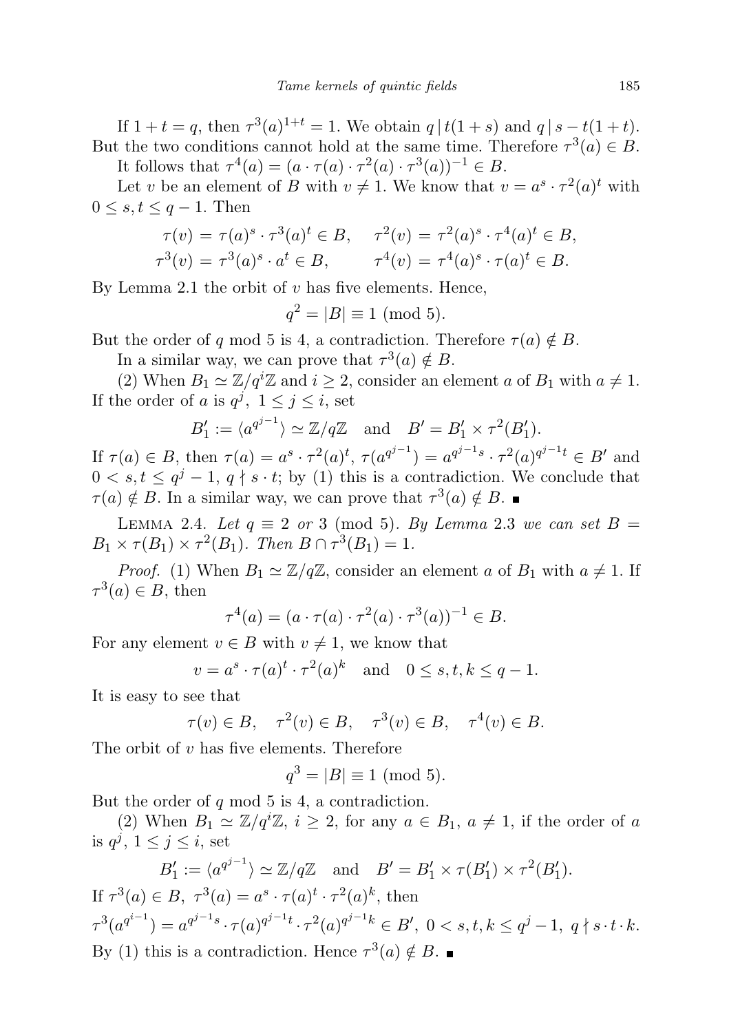If $1 + t = q$, then $\tau^3(a)^{1+t} = 1$. We obtain $q \mid t(1 + s)$ and $q \mid s - t(1 + t)$. But the two conditions cannot hold at the same time. Therefore $\tau^3(a) \in B$.

It follows that $\tau^4(a) = (a \cdot \tau(a) \cdot \tau^2(a) \cdot \tau^3(a))^{-1} \in B$.

Let $v$ be an element of $B$ with $v \neq 1$. We know that $v = a^s \cdot \tau^2(a)^t$ with $0 \leq s, t \leq q - 1$. Then

$$\tau(v) = \tau(a)^s \cdot \tau^3(a)^t \in B, \quad \tau^2(v) = \tau^2(a)^s \cdot \tau^4(a)^t \in B,$$
$$\tau^3(v) = \tau^3(a)^s \cdot a^t \in B, \qquad \tau^4(v) = \tau^4(a)^s \cdot \tau(a)^t \in B.$$

By Lemma 2.1 the orbit of $v$ has five elements. Hence,

$$q^2 = |B| \equiv 1 \pmod 5.$$

But the order of $q$ mod 5 is 4, a contradiction. Therefore $\tau(a) \notin B$.

In a similar way, we can prove that $\tau^3(a) \notin B$.

(2) When $B_1 \simeq \mathbb{Z}/q^i\mathbb{Z}$ and $i \geq 2$, consider an element $a$ of $B_1$ with $a \neq 1$. If the order of $a$ is $q^j$, $1 \leq j \leq i$, set

$$B'_1 := \langle a^{q^{j-1}} \rangle \simeq \mathbb{Z}/q\mathbb{Z} \quad \text{and} \quad B' = B'_1 \times \tau^2(B'_1).$$

If $\tau(a) \in B$, then $\tau(a) = a^s \cdot \tau^2(a)^t$, $\tau(a^{q^{j-1}}) = a^{q^{j-1}s} \cdot \tau^2(a)^{q^{j-1}t} \in B'$ and $0 < s, t \leq q^j - 1$, $q \nmid s \cdot t$; by (1) this is a contradiction. We conclude that $\tau(a) \notin B$. In a similar way, we can prove that $\tau^3(a) \notin B$. ∎

Lemma 2.4. *Let $q \equiv 2$ or $3 \pmod 5$. By Lemma 2.3 we can set $B = B_1 \times \tau(B_1) \times \tau^2(B_1)$. Then $B \cap \tau^3(B_1) = 1$.*

*Proof.* (1) When $B_1 \simeq \mathbb{Z}/q\mathbb{Z}$, consider an element $a$ of $B_1$ with $a \neq 1$. If $\tau^3(a) \in B$, then

$$\tau^4(a) = (a \cdot \tau(a) \cdot \tau^2(a) \cdot \tau^3(a))^{-1} \in B.$$

For any element $v \in B$ with $v \neq 1$, we know that

$$v = a^s \cdot \tau(a)^t \cdot \tau^2(a)^k \quad \text{and} \quad 0 \leq s, t, k \leq q - 1.$$

It is easy to see that

$$\tau(v) \in B, \quad \tau^2(v) \in B, \quad \tau^3(v) \in B, \quad \tau^4(v) \in B.$$

The orbit of $v$ has five elements. Therefore

$$q^3 = |B| \equiv 1 \pmod 5.$$

But the order of $q$ mod 5 is 4, a contradiction.

(2) When $B_1 \simeq \mathbb{Z}/q^i\mathbb{Z}$, $i \geq 2$, for any $a \in B_1$, $a \neq 1$, if the order of $a$ is $q^j$, $1 \leq j \leq i$, set

$$B'_1 := \langle a^{q^{j-1}} \rangle \simeq \mathbb{Z}/q\mathbb{Z} \quad \text{and} \quad B' = B'_1 \times \tau(B'_1) \times \tau^2(B'_1).$$

If $\tau^3(a) \in B$, $\tau^3(a) = a^s \cdot \tau(a)^t \cdot \tau^2(a)^k$, then

$\tau^3(a^{q^{i-1}}) = a^{q^{j-1}s} \cdot \tau(a)^{q^{j-1}t} \cdot \tau^2(a)^{q^{j-1}k} \in B'$, $0 < s, t, k \leq q^j - 1$, $q \nmid s \cdot t \cdot k$.

By (1) this is a contradiction. Hence $\tau^3(a) \notin B$. ∎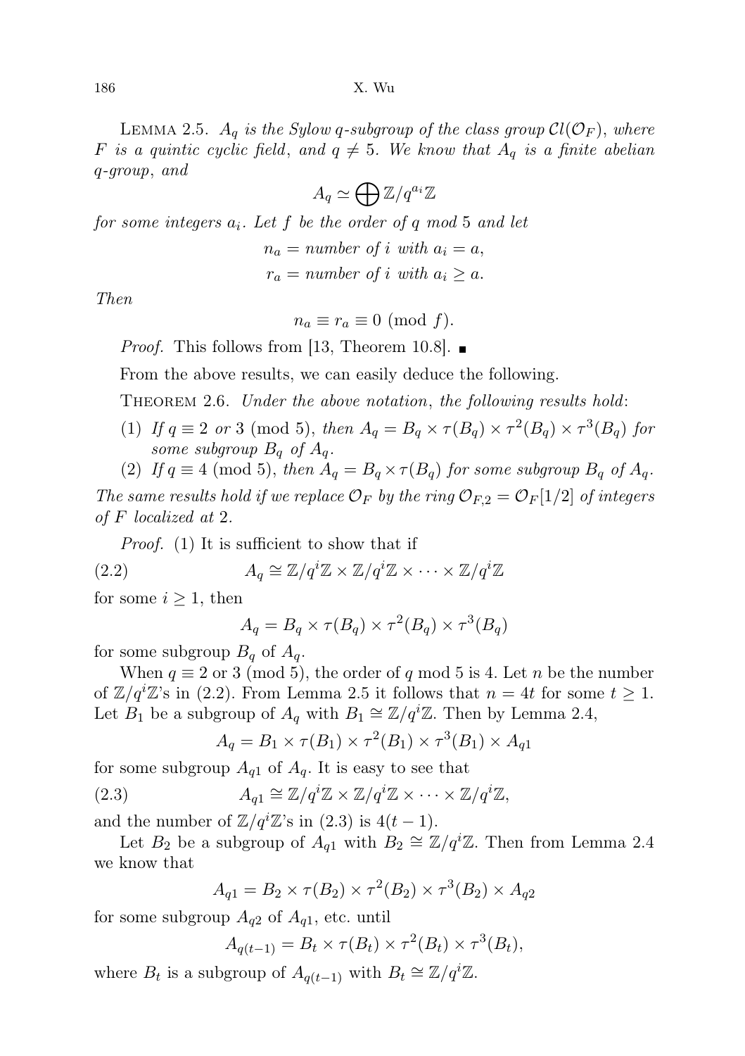Lemma 2.5. *$A_q$ is the Sylow $q$-subgroup of the class group $\mathcal{C}l(\mathcal{O}_F)$, where $F$ is a quintic cyclic field, and $q \neq 5$. We know that $A_q$ is a finite abelian $q$-group, and*

$$A_q \simeq \bigoplus \mathbb{Z}/q^{a_i}\mathbb{Z}$$

*for some integers $a_i$. Let $f$ be the order of $q$ mod 5 and let*

$$n_a = \text{number of } i \text{ with } a_i = a,$$

$$r_a = \text{number of } i \text{ with } a_i \geq a.$$

*Then*

$$n_a \equiv r_a \equiv 0 \pmod{f}.$$

*Proof.* This follows from [13, Theorem 10.8]. ∎

From the above results, we can easily deduce the following.

Theorem 2.6. *Under the above notation, the following results hold*:

1. *If $q \equiv 2$ or $3 \pmod 5$, then $A_q = B_q \times \tau(B_q) \times \tau^2(B_q) \times \tau^3(B_q)$ for some subgroup $B_q$ of $A_q$.*
2. *If $q \equiv 4 \pmod 5$, then $A_q = B_q \times \tau(B_q)$ for some subgroup $B_q$ of $A_q$.*

*The same results hold if we replace $\mathcal{O}_F$ by the ring $\mathcal{O}_{F,2} = \mathcal{O}_F[1/2]$ of integers of $F$ localized at 2.*

*Proof.* (1) It is sufficient to show that if

$$A_q \cong \mathbb{Z}/q^i\mathbb{Z} \times \mathbb{Z}/q^i\mathbb{Z} \times \cdots \times \mathbb{Z}/q^i\mathbb{Z} \tag{2.2}$$

for some $i \geq 1$, then

$$A_q = B_q \times \tau(B_q) \times \tau^2(B_q) \times \tau^3(B_q)$$

for some subgroup $B_q$ of $A_q$.

When $q \equiv 2$ or $3 \pmod 5$, the order of $q$ mod 5 is 4. Let $n$ be the number of $\mathbb{Z}/q^i\mathbb{Z}$'s in (2.2). From Lemma 2.5 it follows that $n = 4t$ for some $t \geq 1$. Let $B_1$ be a subgroup of $A_q$ with $B_1 \cong \mathbb{Z}/q^i\mathbb{Z}$. Then by Lemma 2.4,

$$A_q = B_1 \times \tau(B_1) \times \tau^2(B_1) \times \tau^3(B_1) \times A_{q1}$$

for some subgroup $A_{q1}$ of $A_q$. It is easy to see that

$$A_{q1} \cong \mathbb{Z}/q^i\mathbb{Z} \times \mathbb{Z}/q^i\mathbb{Z} \times \cdots \times \mathbb{Z}/q^i\mathbb{Z}, \tag{2.3}$$

and the number of $\mathbb{Z}/q^i\mathbb{Z}$'s in (2.3) is $4(t-1)$.

Let $B_2$ be a subgroup of $A_{q1}$ with $B_2 \cong \mathbb{Z}/q^i\mathbb{Z}$. Then from Lemma 2.4 we know that

$$A_{q1} = B_2 \times \tau(B_2) \times \tau^2(B_2) \times \tau^3(B_2) \times A_{q2}$$

for some subgroup $A_{q2}$ of $A_{q1}$, etc. until

$$A_{q(t-1)} = B_t \times \tau(B_t) \times \tau^2(B_t) \times \tau^3(B_t),$$

where $B_t$ is a subgroup of $A_{q(t-1)}$ with $B_t \cong \mathbb{Z}/q^i\mathbb{Z}$.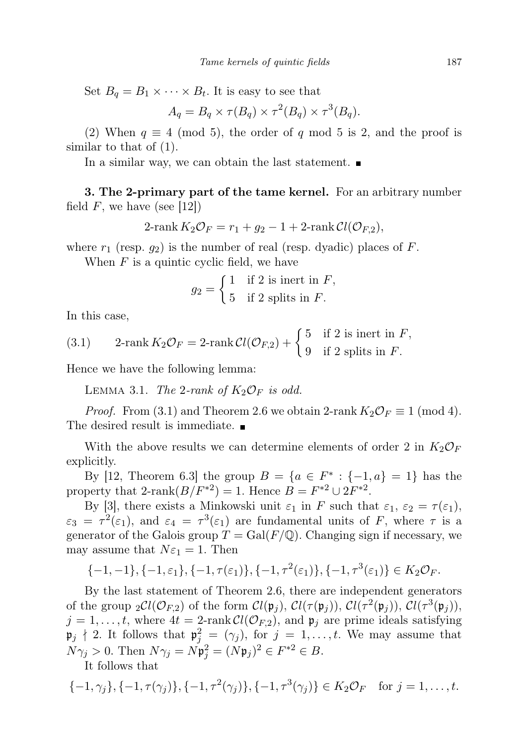Set $B_q = B_1 \times \cdots \times B_t$. It is easy to see that

$$A_q = B_q \times \tau(B_q) \times \tau^2(B_q) \times \tau^3(B_q).$$

(2) When $q \equiv 4 \pmod 5$, the order of $q$ mod 5 is 2, and the proof is similar to that of (1).

In a similar way, we can obtain the last statement. ∎

**3. The 2-primary part of the tame kernel.** For an arbitrary number field $F$, we have (see [12])

$$\text{2-rank}\, K_2\mathcal{O}_F = r_1 + g_2 - 1 + \text{2-rank}\, \mathcal{C}l(\mathcal{O}_{F,2}),$$

where $r_1$ (resp. $g_2$) is the number of real (resp. dyadic) places of $F$.

When $F$ is a quintic cyclic field, we have

$$g_2 = \begin{cases} 1 & \text{if 2 is inert in } F, \\ 5 & \text{if 2 splits in } F. \end{cases}$$

In this case,

$$\text{(3.1)} \qquad \text{2-rank}\, K_2\mathcal{O}_F = \text{2-rank}\, \mathcal{C}l(\mathcal{O}_{F,2}) + \begin{cases} 5 & \text{if 2 is inert in } F, \\ 9 & \text{if 2 splits in } F. \end{cases}$$

Hence we have the following lemma:

Lemma 3.1. *The 2-rank of $K_2\mathcal{O}_F$ is odd.*

*Proof.* From (3.1) and Theorem 2.6 we obtain 2-rank $K_2\mathcal{O}_F \equiv 1 \pmod 4$. The desired result is immediate. ∎

With the above results we can determine elements of order 2 in $K_2\mathcal{O}_F$ explicitly.

By [12, Theorem 6.3] the group $B = \{a \in F^* : \{-1, a\} = 1\}$ has the property that 2-rank$(B/F^{*2}) = 1$. Hence $B = F^{*2} \cup 2F^{*2}$.

By [3], there exists a Minkowski unit $\varepsilon_1$ in $F$ such that $\varepsilon_1$, $\varepsilon_2 = \tau(\varepsilon_1)$, $\varepsilon_3 = \tau^2(\varepsilon_1)$, and $\varepsilon_4 = \tau^3(\varepsilon_1)$ are fundamental units of $F$, where $\tau$ is a generator of the Galois group $T = \mathrm{Gal}(F/\mathbb{Q})$. Changing sign if necessary, we may assume that $N\varepsilon_1 = 1$. Then

$$\{-1,-1\}, \{-1,\varepsilon_1\}, \{-1,\tau(\varepsilon_1)\}, \{-1,\tau^2(\varepsilon_1)\}, \{-1,\tau^3(\varepsilon_1)\} \in K_2\mathcal{O}_F.$$

By the last statement of Theorem 2.6, there are independent generators of the group ${}_2\mathcal{C}l(\mathcal{O}_{F,2})$ of the form $\mathcal{C}l(\mathfrak{p}_j)$, $\mathcal{C}l(\tau(\mathfrak{p}_j))$, $\mathcal{C}l(\tau^2(\mathfrak{p}_j))$, $\mathcal{C}l(\tau^3(\mathfrak{p}_j))$, $j = 1, \ldots, t$, where $4t = \text{2-rank}\, \mathcal{C}l(\mathcal{O}_{F,2})$, and $\mathfrak{p}_j$ are prime ideals satisfying $\mathfrak{p}_j \nmid 2$. It follows that $\mathfrak{p}_j^2 = (\gamma_j)$, for $j = 1, \ldots, t$. We may assume that $N\gamma_j > 0$. Then $N\gamma_j = N\mathfrak{p}_j^2 = (N\mathfrak{p}_j)^2 \in F^{*2} \in B$.

It follows that

$$\{-1,\gamma_j\}, \{-1,\tau(\gamma_j)\}, \{-1,\tau^2(\gamma_j)\}, \{-1,\tau^3(\gamma_j)\} \in K_2\mathcal{O}_F \quad \text{for } j = 1, \ldots, t.$$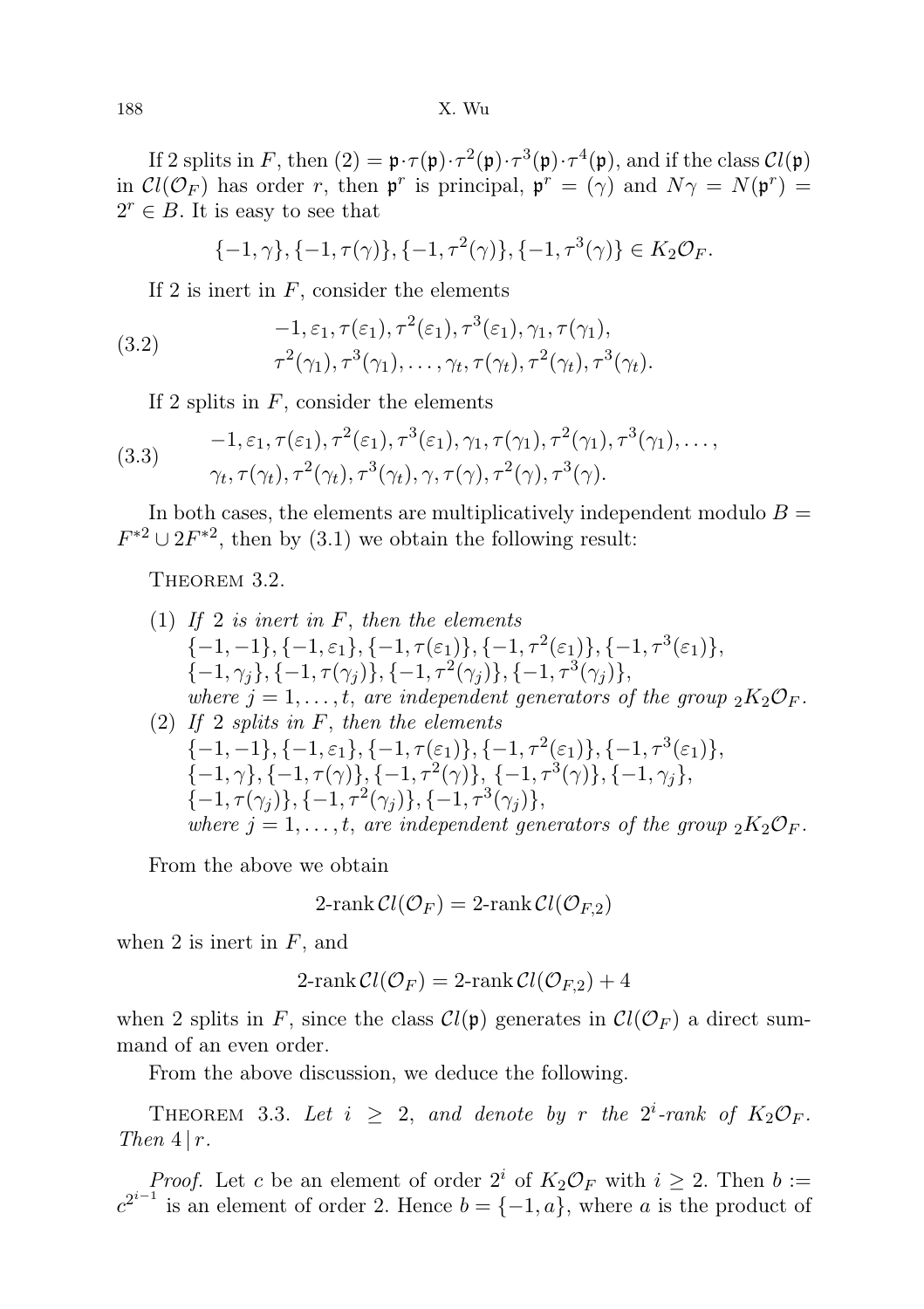If 2 splits in $F$, then $(2) = \mathfrak{p}\cdot\tau(\mathfrak{p})\cdot\tau^2(\mathfrak{p})\cdot\tau^3(\mathfrak{p})\cdot\tau^4(\mathfrak{p})$, and if the class $\mathcal{C}l(\mathfrak{p})$ in $\mathcal{C}l(\mathcal{O}_F)$ has order $r$, then $\mathfrak{p}^r$ is principal, $\mathfrak{p}^r = (\gamma)$ and $N\gamma = N(\mathfrak{p}^r) = 2^r \in B$. It is easy to see that

$$\{-1,\gamma\}, \{-1,\tau(\gamma)\}, \{-1,\tau^2(\gamma)\}, \{-1,\tau^3(\gamma)\} \in K_2\mathcal{O}_F.$$

If 2 is inert in $F$, consider the elements

$$-1, \varepsilon_1, \tau(\varepsilon_1), \tau^2(\varepsilon_1), \tau^3(\varepsilon_1), \gamma_1, \tau(\gamma_1), \tau^2(\gamma_1), \tau^3(\gamma_1), \ldots, \gamma_t, \tau(\gamma_t), \tau^2(\gamma_t), \tau^3(\gamma_t). \tag{3.2}$$

If 2 splits in $F$, consider the elements

$$-1, \varepsilon_1, \tau(\varepsilon_1), \tau^2(\varepsilon_1), \tau^3(\varepsilon_1), \gamma_1, \tau(\gamma_1), \tau^2(\gamma_1), \tau^3(\gamma_1), \ldots, \gamma_t, \tau(\gamma_t), \tau^2(\gamma_t), \tau^3(\gamma_t), \gamma, \tau(\gamma), \tau^2(\gamma), \tau^3(\gamma). \tag{3.3}$$

In both cases, the elements are multiplicatively independent modulo $B = F^{*2} \cup 2F^{*2}$, then by (3.1) we obtain the following result:

Theorem 3.2.

1. *If 2 is inert in $F$, then the elements* $\{-1,-1\}, \{-1,\varepsilon_1\}, \{-1,\tau(\varepsilon_1)\}, \{-1,\tau^2(\varepsilon_1)\}, \{-1,\tau^3(\varepsilon_1)\}$, $\{-1,\gamma_j\}, \{-1,\tau(\gamma_j)\}, \{-1,\tau^2(\gamma_j)\}, \{-1,\tau^3(\gamma_j)\}$, *where $j = 1,\ldots,t$, are independent generators of the group ${}_2K_2\mathcal{O}_F$.*
2. *If 2 splits in $F$, then the elements* $\{-1,-1\}, \{-1,\varepsilon_1\}, \{-1,\tau(\varepsilon_1)\}, \{-1,\tau^2(\varepsilon_1)\}, \{-1,\tau^3(\varepsilon_1)\}$, $\{-1,\gamma\}, \{-1,\tau(\gamma)\}, \{-1,\tau^2(\gamma)\}, \{-1,\tau^3(\gamma)\}, \{-1,\gamma_j\}$, $\{-1,\tau(\gamma_j)\}, \{-1,\tau^2(\gamma_j)\}, \{-1,\tau^3(\gamma_j)\}$, *where $j = 1,\ldots,t$, are independent generators of the group ${}_2K_2\mathcal{O}_F$.*

From the above we obtain

$$2\text{-rank}\,\mathcal{C}l(\mathcal{O}_F) = 2\text{-rank}\,\mathcal{C}l(\mathcal{O}_{F,2})$$

when 2 is inert in $F$, and

$$2\text{-rank}\,\mathcal{C}l(\mathcal{O}_F) = 2\text{-rank}\,\mathcal{C}l(\mathcal{O}_{F,2}) + 4$$

when 2 splits in $F$, since the class $\mathcal{C}l(\mathfrak{p})$ generates in $\mathcal{C}l(\mathcal{O}_F)$ a direct summand of an even order.

From the above discussion, we deduce the following.

Theorem 3.3. *Let $i \geq 2$, and denote by $r$ the $2^i$-rank of $K_2\mathcal{O}_F$. Then $4 \mid r$.*

*Proof.* Let $c$ be an element of order $2^i$ of $K_2\mathcal{O}_F$ with $i \geq 2$. Then $b := c^{2^{i-1}}$ is an element of order 2. Hence $b = \{-1, a\}$, where $a$ is the product of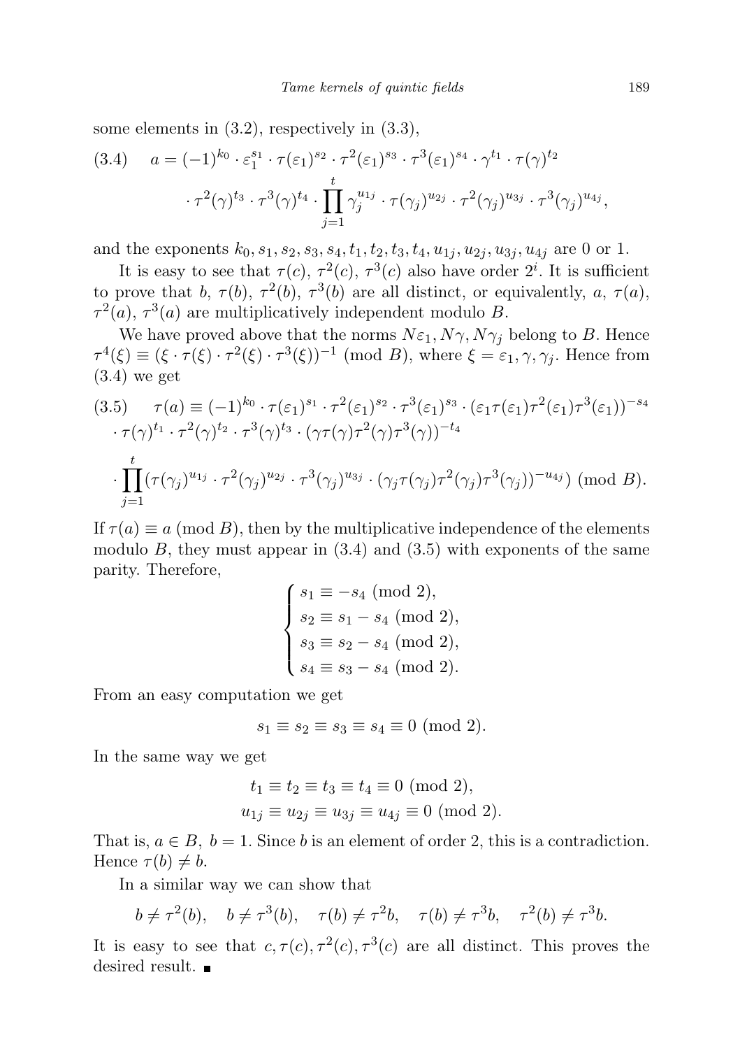some elements in (3.2), respectively in (3.3),

$$(3.4)\quad a = (-1)^{k_0} \cdot \varepsilon_1^{s_1} \cdot \tau(\varepsilon_1)^{s_2} \cdot \tau^2(\varepsilon_1)^{s_3} \cdot \tau^3(\varepsilon_1)^{s_4} \cdot \gamma^{t_1} \cdot \tau(\gamma)^{t_2} \cdot \tau^2(\gamma)^{t_3} \cdot \tau^3(\gamma)^{t_4} \cdot \prod_{j=1}^{t} \gamma_j^{u_{1j}} \cdot \tau(\gamma_j)^{u_{2j}} \cdot \tau^2(\gamma_j)^{u_{3j}} \cdot \tau^3(\gamma_j)^{u_{4j}},$$

and the exponents $k_0, s_1, s_2, s_3, s_4, t_1, t_2, t_3, t_4, u_{1j}, u_{2j}, u_{3j}, u_{4j}$ are 0 or 1.

It is easy to see that $\tau(c)$, $\tau^2(c)$, $\tau^3(c)$ also have order $2^i$. It is sufficient to prove that $b$, $\tau(b)$, $\tau^2(b)$, $\tau^3(b)$ are all distinct, or equivalently, $a$, $\tau(a)$, $\tau^2(a)$, $\tau^3(a)$ are multiplicatively independent modulo $B$.

We have proved above that the norms $N\varepsilon_1, N\gamma, N\gamma_j$ belong to $B$. Hence $\tau^4(\xi) \equiv (\xi \cdot \tau(\xi) \cdot \tau^2(\xi) \cdot \tau^3(\xi))^{-1} \pmod B$, where $\xi = \varepsilon_1, \gamma, \gamma_j$. Hence from (3.4) we get

$$(3.5)\quad \tau(a) \equiv (-1)^{k_0} \cdot \tau(\varepsilon_1)^{s_1} \cdot \tau^2(\varepsilon_1)^{s_2} \cdot \tau^3(\varepsilon_1)^{s_3} \cdot (\varepsilon_1 \tau(\varepsilon_1)\tau^2(\varepsilon_1)\tau^3(\varepsilon_1))^{-s_4} \cdot \tau(\gamma)^{t_1} \cdot \tau^2(\gamma)^{t_2} \cdot \tau^3(\gamma)^{t_3} \cdot (\gamma\tau(\gamma)\tau^2(\gamma)\tau^3(\gamma))^{-t_4} \cdot \prod_{j=1}^{t} (\tau(\gamma_j)^{u_{1j}} \cdot \tau^2(\gamma_j)^{u_{2j}} \cdot \tau^3(\gamma_j)^{u_{3j}} \cdot (\gamma_j\tau(\gamma_j)\tau^2(\gamma_j)\tau^3(\gamma_j))^{-u_{4j}}) \pmod B.$$

If $\tau(a) \equiv a \pmod B$, then by the multiplicative independence of the elements modulo $B$, they must appear in (3.4) and (3.5) with exponents of the same parity. Therefore,

$$\begin{cases} s_1 \equiv -s_4 \pmod 2, \\ s_2 \equiv s_1 - s_4 \pmod 2, \\ s_3 \equiv s_2 - s_4 \pmod 2, \\ s_4 \equiv s_3 - s_4 \pmod 2. \end{cases}$$

From an easy computation we get

$$s_1 \equiv s_2 \equiv s_3 \equiv s_4 \equiv 0 \pmod 2.$$

In the same way we get

$$t_1 \equiv t_2 \equiv t_3 \equiv t_4 \equiv 0 \pmod 2,$$
$$u_{1j} \equiv u_{2j} \equiv u_{3j} \equiv u_{4j} \equiv 0 \pmod 2.$$

That is, $a \in B$, $b = 1$. Since $b$ is an element of order 2, this is a contradiction. Hence $\tau(b) \neq b$.

In a similar way we can show that

$$b \neq \tau^2(b), \quad b \neq \tau^3(b), \quad \tau(b) \neq \tau^2 b, \quad \tau(b) \neq \tau^3 b, \quad \tau^2(b) \neq \tau^3 b.$$

It is easy to see that $c, \tau(c), \tau^2(c), \tau^3(c)$ are all distinct. This proves the desired result. ∎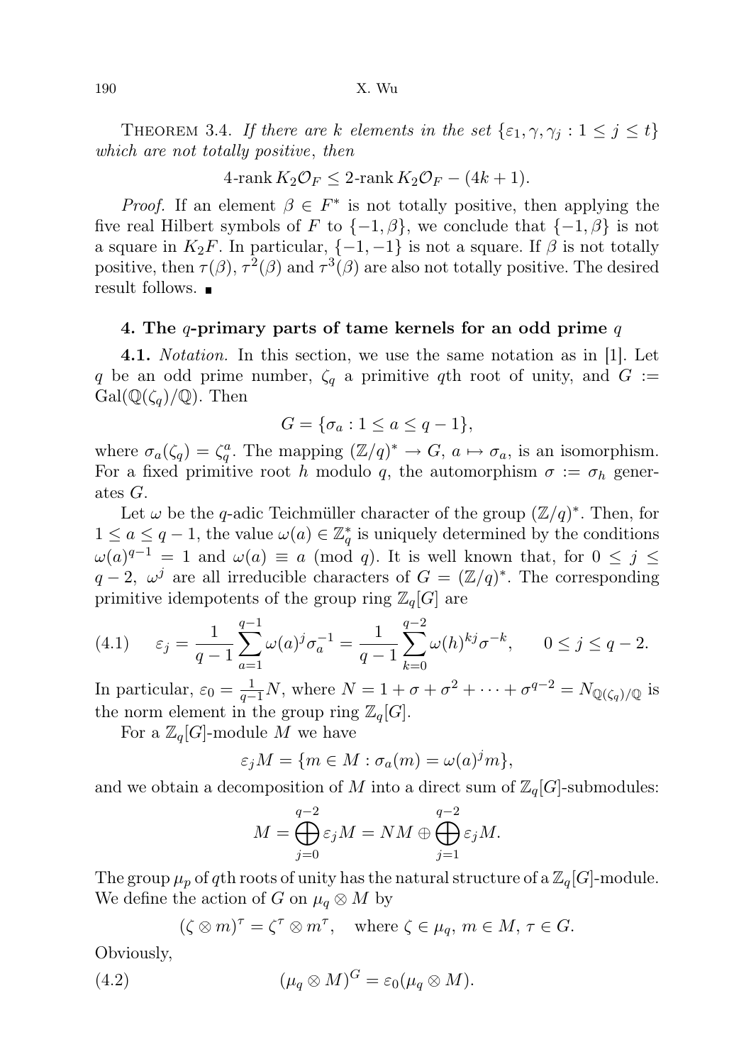Theorem 3.4. *If there are $k$ elements in the set $\{\varepsilon_1, \gamma, \gamma_j : 1 \le j \le t\}$ which are not totally positive*, *then*

$$4\text{-rank}\, K_2\mathcal{O}_F \le 2\text{-rank}\, K_2\mathcal{O}_F - (4k+1).$$

*Proof.* If an element $\beta \in F^*$ is not totally positive, then applying the five real Hilbert symbols of $F$ to $\{-1,\beta\}$, we conclude that $\{-1,\beta\}$ is not a square in $K_2F$. In particular, $\{-1,-1\}$ is not a square. If $\beta$ is not totally positive, then $\tau(\beta)$, $\tau^2(\beta)$ and $\tau^3(\beta)$ are also not totally positive. The desired result follows. ∎

## 4. The $q$-primary parts of tame kernels for an odd prime $q$

**4.1.** *Notation.* In this section, we use the same notation as in [1]. Let $q$ be an odd prime number, $\zeta_q$ a primitive $q$th root of unity, and $G := \mathrm{Gal}(\mathbb{Q}(\zeta_q)/\mathbb{Q})$. Then

$$G = \{\sigma_a : 1 \le a \le q-1\},$$

where $\sigma_a(\zeta_q) = \zeta_q^a$. The mapping $(\mathbb{Z}/q)^* \to G$, $a \mapsto \sigma_a$, is an isomorphism. For a fixed primitive root $h$ modulo $q$, the automorphism $\sigma := \sigma_h$ generates $G$.

Let $\omega$ be the $q$-adic Teichmüller character of the group $(\mathbb{Z}/q)^*$. Then, for $1 \le a \le q-1$, the value $\omega(a) \in \mathbb{Z}_q^*$ is uniquely determined by the conditions $\omega(a)^{q-1} = 1$ and $\omega(a) \equiv a \pmod q$. It is well known that, for $0 \le j \le q-2$, $\omega^j$ are all irreducible characters of $G = (\mathbb{Z}/q)^*$. The corresponding primitive idempotents of the group ring $\mathbb{Z}_q[G]$ are

$$(4.1)\qquad \varepsilon_j = \frac{1}{q-1}\sum_{a=1}^{q-1}\omega(a)^j\sigma_a^{-1} = \frac{1}{q-1}\sum_{k=0}^{q-2}\omega(h)^{kj}\sigma^{-k}, \qquad 0 \le j \le q-2.$$

In particular, $\varepsilon_0 = \frac{1}{q-1}N$, where $N = 1 + \sigma + \sigma^2 + \cdots + \sigma^{q-2} = N_{\mathbb{Q}(\zeta_q)/\mathbb{Q}}$ is the norm element in the group ring $\mathbb{Z}_q[G]$.

For a $\mathbb{Z}_q[G]$-module $M$ we have

$$\varepsilon_j M = \{m \in M : \sigma_a(m) = \omega(a)^j m\},$$

and we obtain a decomposition of $M$ into a direct sum of $\mathbb{Z}_q[G]$-submodules:

$$M = \bigoplus_{j=0}^{q-2}\varepsilon_j M = NM \oplus \bigoplus_{j=1}^{q-2}\varepsilon_j M.$$

The group $\mu_p$ of $q$th roots of unity has the natural structure of a $\mathbb{Z}_q[G]$-module. We define the action of $G$ on $\mu_q \otimes M$ by

$$(\zeta \otimes m)^\tau = \zeta^\tau \otimes m^\tau, \quad \text{where } \zeta \in \mu_q,\ m \in M,\ \tau \in G.$$

Obviously,

$$(4.2)\qquad (\mu_q \otimes M)^G = \varepsilon_0(\mu_q \otimes M).$$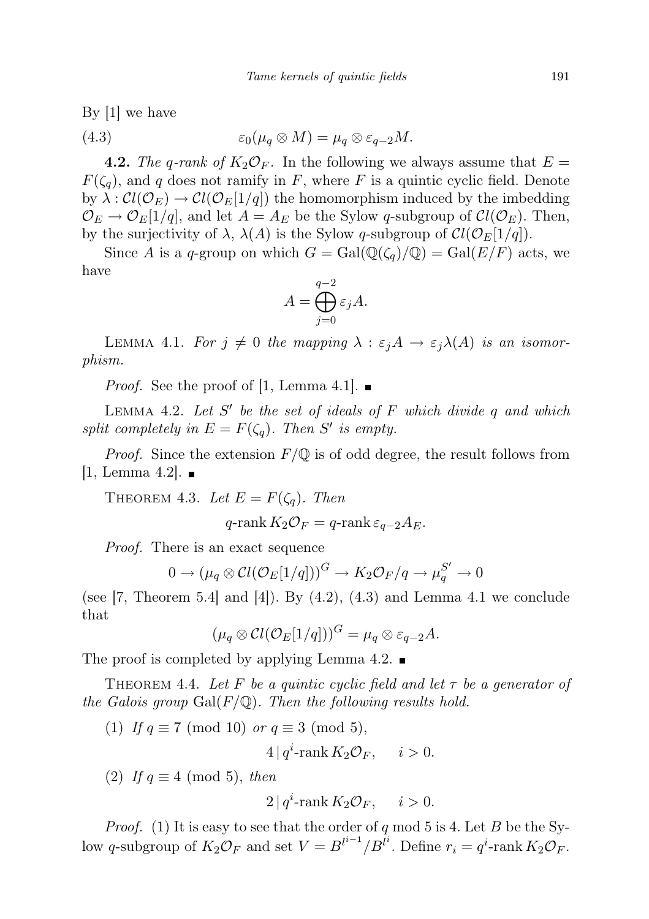By [1] we have

$$\varepsilon_0(\mu_q \otimes M) = \mu_q \otimes \varepsilon_{q-2} M. \tag{4.3}$$

**4.2.** *The $q$-rank of $K_2\mathcal{O}_F$.* In the following we always assume that $E = F(\zeta_q)$, and $q$ does not ramify in $F$, where $F$ is a quintic cyclic field. Denote by $\lambda : \mathcal{C}l(\mathcal{O}_E) \to \mathcal{C}l(\mathcal{O}_E[1/q])$ the homomorphism induced by the imbedding $\mathcal{O}_E \to \mathcal{O}_E[1/q]$, and let $A = A_E$ be the Sylow $q$-subgroup of $\mathcal{C}l(\mathcal{O}_E)$. Then, by the surjectivity of $\lambda$, $\lambda(A)$ is the Sylow $q$-subgroup of $\mathcal{C}l(\mathcal{O}_E[1/q])$.

Since $A$ is a $q$-group on which $G = \mathrm{Gal}(\mathbb{Q}(\zeta_q)/\mathbb{Q}) = \mathrm{Gal}(E/F)$ acts, we have

$$A = \bigoplus_{j=0}^{q-2} \varepsilon_j A.$$

Lemma 4.1. *For $j \neq 0$ the mapping $\lambda : \varepsilon_j A \to \varepsilon_j \lambda(A)$ is an isomorphism.*

*Proof.* See the proof of [1, Lemma 4.1]. ∎

Lemma 4.2. *Let $S'$ be the set of ideals of $F$ which divide $q$ and which split completely in $E = F(\zeta_q)$. Then $S'$ is empty.*

*Proof.* Since the extension $F/\mathbb{Q}$ is of odd degree, the result follows from [1, Lemma 4.2]. ∎

Theorem 4.3. *Let $E = F(\zeta_q)$. Then*

$$q\text{-rank}\, K_2\mathcal{O}_F = q\text{-rank}\, \varepsilon_{q-2} A_E.$$

*Proof.* There is an exact sequence

$$0 \to (\mu_q \otimes \mathcal{C}l(\mathcal{O}_E[1/q]))^G \to K_2\mathcal{O}_F/q \to \mu_q^{S'} \to 0$$

(see [7, Theorem 5.4] and [4]). By (4.2), (4.3) and Lemma 4.1 we conclude that

$$(\mu_q \otimes \mathcal{C}l(\mathcal{O}_E[1/q]))^G = \mu_q \otimes \varepsilon_{q-2} A.$$

The proof is completed by applying Lemma 4.2. ∎

Theorem 4.4. *Let $F$ be a quintic cyclic field and let $\tau$ be a generator of the Galois group $\mathrm{Gal}(F/\mathbb{Q})$. Then the following results hold.*

(1) *If $q \equiv 7 \pmod{10}$ or $q \equiv 3 \pmod 5$,*

$$4 \mid q^i\text{-rank}\, K_2\mathcal{O}_F, \qquad i > 0.$$

(2) *If $q \equiv 4 \pmod 5$, then*

$$2 \mid q^i\text{-rank}\, K_2\mathcal{O}_F, \qquad i > 0.$$

*Proof.* (1) It is easy to see that the order of $q$ mod 5 is 4. Let $B$ be the Sylow $q$-subgroup of $K_2\mathcal{O}_F$ and set $V = B^{l^{i-1}}/B^{l^i}$. Define $r_i = q^i\text{-rank}\, K_2\mathcal{O}_F$.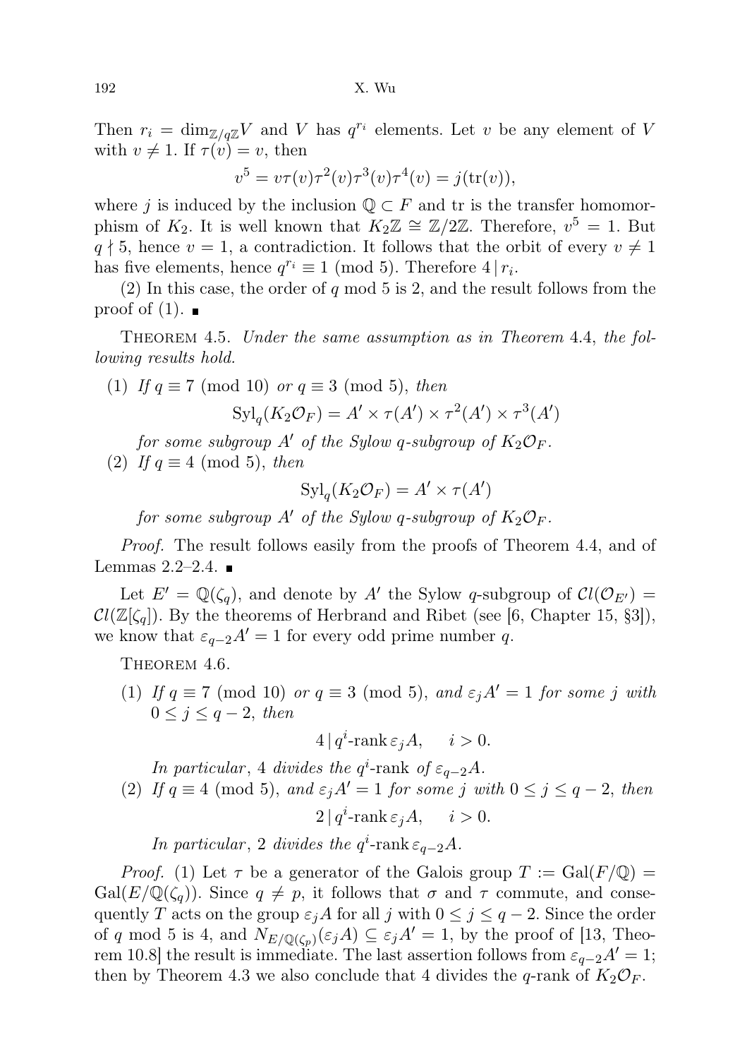Then $r_i = \dim_{\mathbb{Z}/q\mathbb{Z}} V$ and $V$ has $q^{r_i}$ elements. Let $v$ be any element of $V$ with $v \neq 1$. If $\tau(v) = v$, then

$$v^5 = v\tau(v)\tau^2(v)\tau^3(v)\tau^4(v) = j(\mathrm{tr}(v)),$$

where $j$ is induced by the inclusion $\mathbb{Q} \subset F$ and tr is the transfer homomorphism of $K_2$. It is well known that $K_2\mathbb{Z} \cong \mathbb{Z}/2\mathbb{Z}$. Therefore, $v^5 = 1$. But $q \nmid 5$, hence $v = 1$, a contradiction. It follows that the orbit of every $v \neq 1$ has five elements, hence $q^{r_i} \equiv 1 \pmod 5$. Therefore $4 \mid r_i$.

(2) In this case, the order of $q$ mod 5 is 2, and the result follows from the proof of (1). ∎

Theorem 4.5. *Under the same assumption as in Theorem* 4.4, *the following results hold.*

(1) *If* $q \equiv 7 \pmod{10}$ *or* $q \equiv 3 \pmod 5$, *then*

$$\mathrm{Syl}_q(K_2\mathcal{O}_F) = A' \times \tau(A') \times \tau^2(A') \times \tau^3(A')$$

*for some subgroup* $A'$ *of the Sylow* $q$*-subgroup of* $K_2\mathcal{O}_F$.

(2) *If* $q \equiv 4 \pmod 5$, *then*

$$\mathrm{Syl}_q(K_2\mathcal{O}_F) = A' \times \tau(A')$$

*for some subgroup* $A'$ *of the Sylow* $q$*-subgroup of* $K_2\mathcal{O}_F$.

*Proof.* The result follows easily from the proofs of Theorem 4.4, and of Lemmas 2.2–2.4. ∎

Let $E' = \mathbb{Q}(\zeta_q)$, and denote by $A'$ the Sylow $q$-subgroup of $\mathcal{C}l(\mathcal{O}_{E'}) = \mathcal{C}l(\mathbb{Z}[\zeta_q])$. By the theorems of Herbrand and Ribet (see [6, Chapter 15, §3]), we know that $\varepsilon_{q-2}A' = 1$ for every odd prime number $q$.

Theorem 4.6.

(1) *If* $q \equiv 7 \pmod{10}$ *or* $q \equiv 3 \pmod 5$, *and* $\varepsilon_j A' = 1$ *for some* $j$ *with* $0 \le j \le q-2$, *then*

$$4 \mid q^i\text{-rank}\, \varepsilon_j A, \qquad i > 0.$$

*In particular*, 4 *divides the* $q^i$*-rank of* $\varepsilon_{q-2}A$.

(2) *If* $q \equiv 4 \pmod 5$, *and* $\varepsilon_j A' = 1$ *for some* $j$ *with* $0 \le j \le q-2$, *then*

$$2 \mid q^i\text{-rank}\, \varepsilon_j A, \qquad i > 0.$$

*In particular*, 2 *divides the* $q^i$*-rank* $\varepsilon_{q-2}A$.

*Proof.* (1) Let $\tau$ be a generator of the Galois group $T := \mathrm{Gal}(F/\mathbb{Q}) = \mathrm{Gal}(E/\mathbb{Q}(\zeta_q))$. Since $q \neq p$, it follows that $\sigma$ and $\tau$ commute, and consequently $T$ acts on the group $\varepsilon_j A$ for all $j$ with $0 \le j \le q-2$. Since the order of $q$ mod 5 is 4, and $N_{E/\mathbb{Q}(\zeta_p)}(\varepsilon_j A) \subseteq \varepsilon_j A' = 1$, by the proof of [13, Theorem 10.8] the result is immediate. The last assertion follows from $\varepsilon_{q-2}A' = 1$; then by Theorem 4.3 we also conclude that 4 divides the $q$-rank of $K_2\mathcal{O}_F$.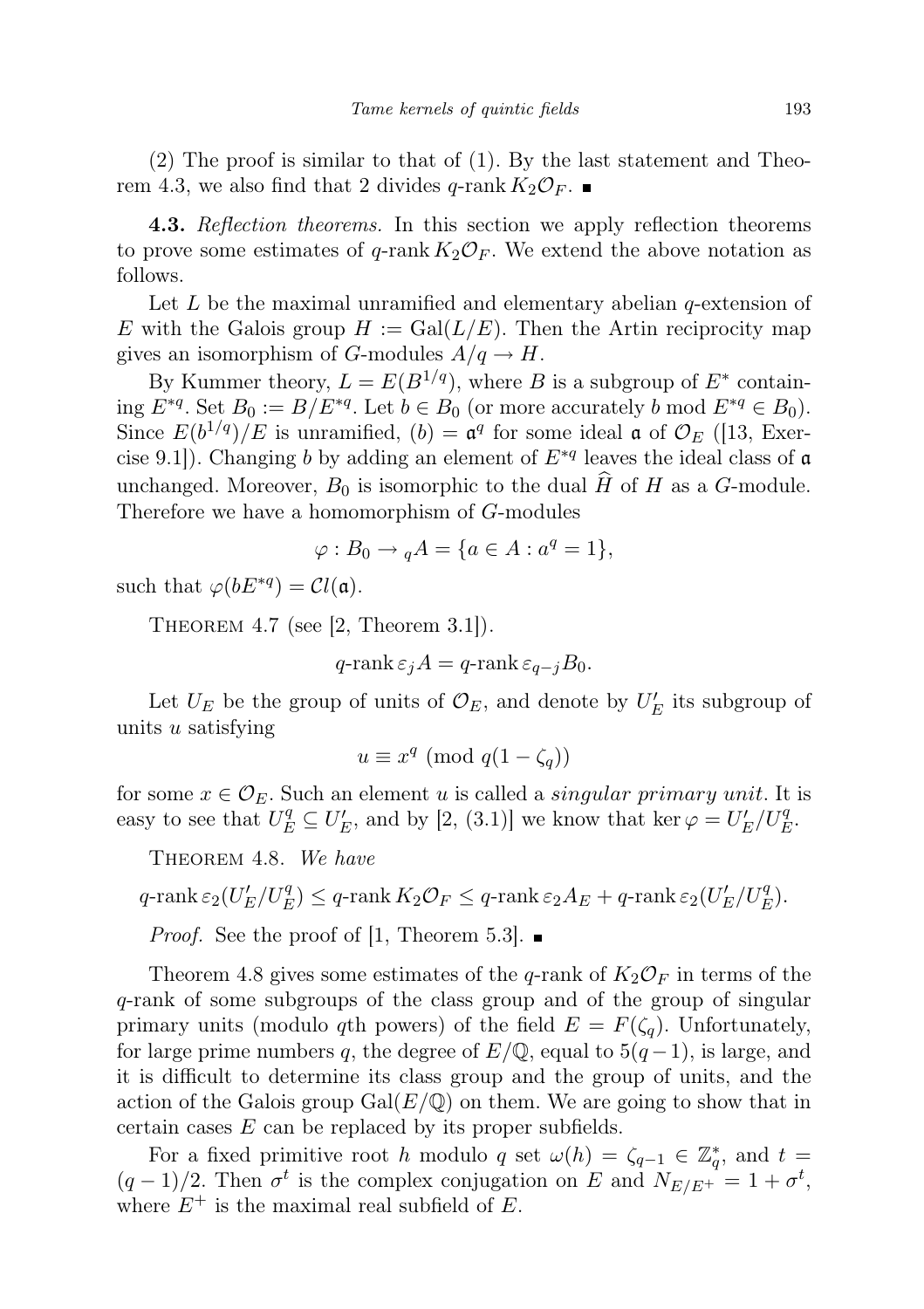(2) The proof is similar to that of (1). By the last statement and Theorem 4.3, we also find that 2 divides $q\text{-rank}\, K_2\mathcal{O}_F$. ∎

**4.3.** *Reflection theorems.* In this section we apply reflection theorems to prove some estimates of $q\text{-rank}\, K_2\mathcal{O}_F$. We extend the above notation as follows.

Let $L$ be the maximal unramified and elementary abelian $q$-extension of $E$ with the Galois group $H := \mathrm{Gal}(L/E)$. Then the Artin reciprocity map gives an isomorphism of $G$-modules $A/q \to H$.

By Kummer theory, $L = E(B^{1/q})$, where $B$ is a subgroup of $E^*$ containing $E^{*q}$. Set $B_0 := B/E^{*q}$. Let $b \in B_0$ (or more accurately $b \bmod E^{*q} \in B_0$). Since $E(b^{1/q})/E$ is unramified, $(b) = \mathfrak{a}^q$ for some ideal $\mathfrak{a}$ of $\mathcal{O}_E$ ([13, Exercise 9.1]). Changing $b$ by adding an element of $E^{*q}$ leaves the ideal class of $\mathfrak{a}$ unchanged. Moreover, $B_0$ is isomorphic to the dual $\widehat{H}$ of $H$ as a $G$-module. Therefore we have a homomorphism of $G$-modules

$$\varphi : B_0 \to {}_qA = \{a \in A : a^q = 1\},$$

such that $\varphi(bE^{*q}) = \mathcal{C}l(\mathfrak{a})$.

Theorem 4.7 (see [2, Theorem 3.1]).

$$q\text{-rank}\, \varepsilon_j A = q\text{-rank}\, \varepsilon_{q-j} B_0.$$

Let $U_E$ be the group of units of $\mathcal{O}_E$, and denote by $U'_E$ its subgroup of units $u$ satisfying

$$u \equiv x^q \pmod{q(1-\zeta_q)}$$

for some $x \in \mathcal{O}_E$. Such an element $u$ is called a *singular primary unit*. It is easy to see that $U_E^q \subseteq U'_E$, and by [2, (3.1)] we know that $\ker \varphi = U'_E/U_E^q$.

Theorem 4.8. *We have*

$$q\text{-rank}\, \varepsilon_2(U'_E/U_E^q) \le q\text{-rank}\, K_2\mathcal{O}_F \le q\text{-rank}\, \varepsilon_2 A_E + q\text{-rank}\, \varepsilon_2(U'_E/U_E^q).$$

*Proof.* See the proof of [1, Theorem 5.3]. ∎

Theorem 4.8 gives some estimates of the $q$-rank of $K_2\mathcal{O}_F$ in terms of the $q$-rank of some subgroups of the class group and of the group of singular primary units (modulo $q$th powers) of the field $E = F(\zeta_q)$. Unfortunately, for large prime numbers $q$, the degree of $E/\mathbb{Q}$, equal to $5(q-1)$, is large, and it is difficult to determine its class group and the group of units, and the action of the Galois group $\mathrm{Gal}(E/\mathbb{Q})$ on them. We are going to show that in certain cases $E$ can be replaced by its proper subfields.

For a fixed primitive root $h$ modulo $q$ set $\omega(h) = \zeta_{q-1} \in \mathbb{Z}_q^*$, and $t = (q-1)/2$. Then $\sigma^t$ is the complex conjugation on $E$ and $N_{E/E^+} = 1 + \sigma^t$, where $E^+$ is the maximal real subfield of $E$.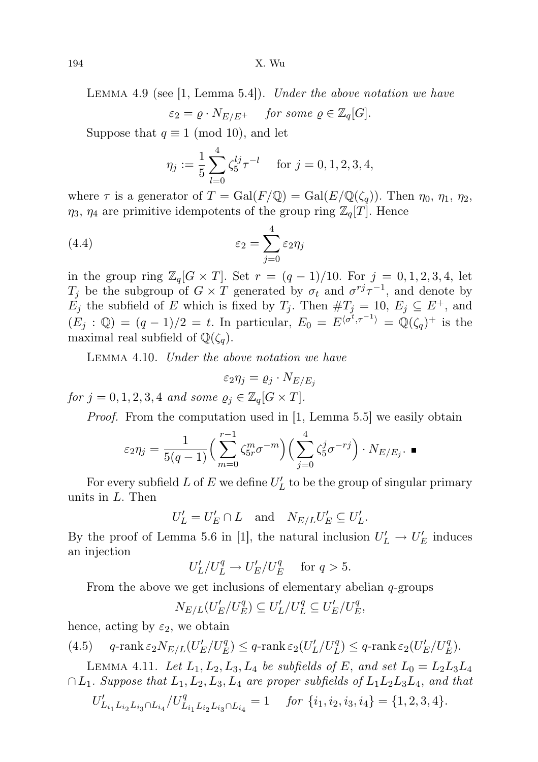Lemma 4.9 (see [1, Lemma 5.4]). *Under the above notation we have*

$$\varepsilon_2 = \varrho \cdot N_{E/E^+} \quad \textit{for some } \varrho \in \mathbb{Z}_q[G].$$

Suppose that $q \equiv 1 \pmod{10}$, and let

$$\eta_j := \frac{1}{5}\sum_{l=0}^{4} \zeta_5^{lj}\tau^{-l} \quad \text{for } j = 0,1,2,3,4,$$

where $\tau$ is a generator of $T = \mathrm{Gal}(F/\mathbb{Q}) = \mathrm{Gal}(E/\mathbb{Q}(\zeta_q))$. Then $\eta_0$, $\eta_1$, $\eta_2$, $\eta_3$, $\eta_4$ are primitive idempotents of the group ring $\mathbb{Z}_q[T]$. Hence

$$\varepsilon_2 = \sum_{j=0}^{4} \varepsilon_2 \eta_j \tag{4.4}$$

in the group ring $\mathbb{Z}_q[G \times T]$. Set $r = (q-1)/10$. For $j = 0,1,2,3,4$, let $T_j$ be the subgroup of $G \times T$ generated by $\sigma_t$ and $\sigma^{rj}\tau^{-1}$, and denote by $E_j$ the subfield of $E$ which is fixed by $T_j$. Then $\#T_j = 10$, $E_j \subseteq E^+$, and $(E_j : \mathbb{Q}) = (q-1)/2 = t$. In particular, $E_0 = E^{\langle \sigma^t, \tau^{-1}\rangle} = \mathbb{Q}(\zeta_q)^+$ is the maximal real subfield of $\mathbb{Q}(\zeta_q)$.

Lemma 4.10. *Under the above notation we have*

$$\varepsilon_2 \eta_j = \varrho_j \cdot N_{E/E_j}$$

*for $j = 0,1,2,3,4$ and some $\varrho_j \in \mathbb{Z}_q[G \times T]$.*

*Proof.* From the computation used in [1, Lemma 5.5] we easily obtain

$$\varepsilon_2 \eta_j = \frac{1}{5(q-1)}\Big(\sum_{m=0}^{r-1} \zeta_{5r}^{m}\sigma^{-m}\Big)\Big(\sum_{j=0}^{4}\zeta_5^{j}\sigma^{-rj}\Big) \cdot N_{E/E_j}. \ \blacksquare$$

For every subfield $L$ of $E$ we define $U'_L$ to be the group of singular primary units in $L$. Then

$$U'_L = U'_E \cap L \quad \text{and} \quad N_{E/L}U'_E \subseteq U'_L.$$

By the proof of Lemma 5.6 in [1], the natural inclusion $U'_L \to U'_E$ induces an injection

$$U'_L/U_L^{q} \to U'_E/U_E^{q} \quad \text{for } q > 5.$$

From the above we get inclusions of elementary abelian $q$-groups

$$N_{E/L}(U'_E/U_E^q) \subseteq U'_L/U_L^q \subseteq U'_E/U_E^q,$$

hence, acting by $\varepsilon_2$, we obtain

$$q\text{-rank}\,\varepsilon_2 N_{E/L}(U'_E/U_E^q) \le q\text{-rank}\,\varepsilon_2(U'_L/U_L^q) \le q\text{-rank}\,\varepsilon_2(U'_E/U_E^q). \tag{4.5}$$

Lemma 4.11. *Let $L_1, L_2, L_3, L_4$ be subfields of $E$, and set $L_0 = L_2L_3L_4 \cap L_1$. Suppose that $L_1, L_2, L_3, L_4$ are proper subfields of $L_1L_2L_3L_4$, and that*

$$U'_{L_{i_1}L_{i_2}L_{i_3}\cap L_{i_4}}/U^q_{L_{i_1}L_{i_2}L_{i_3}\cap L_{i_4}} = 1 \quad \textit{for } \{i_1,i_2,i_3,i_4\} = \{1,2,3,4\}.$$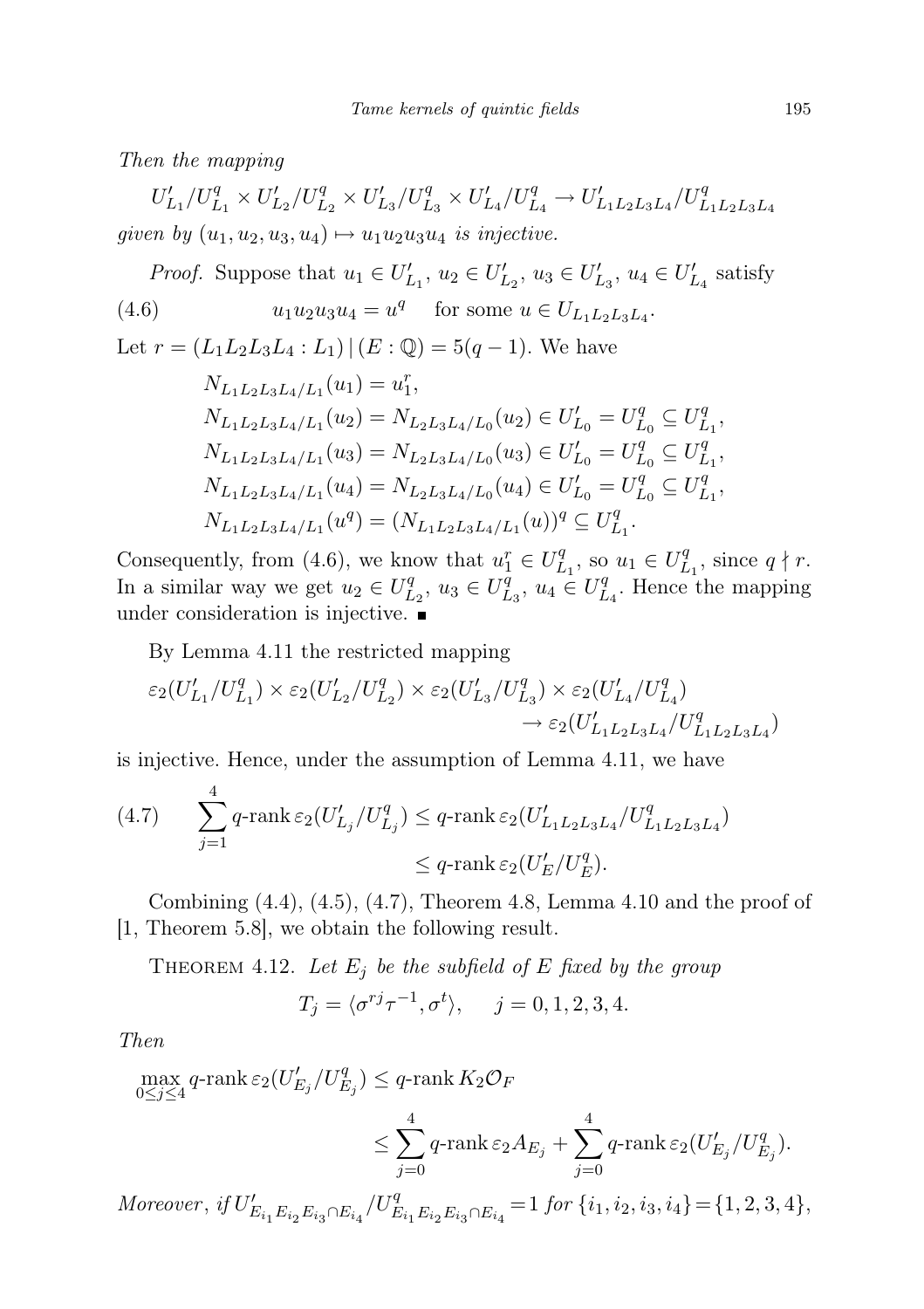*Then the mapping*

$$U'_{L_1}/U^q_{L_1} \times U'_{L_2}/U^q_{L_2} \times U'_{L_3}/U^q_{L_3} \times U'_{L_4}/U^q_{L_4} \to U'_{L_1L_2L_3L_4}/U^q_{L_1L_2L_3L_4}$$

*given by* $(u_1, u_2, u_3, u_4) \mapsto u_1u_2u_3u_4$ *is injective.*

*Proof.* Suppose that $u_1 \in U'_{L_1}$, $u_2 \in U'_{L_2}$, $u_3 \in U'_{L_3}$, $u_4 \in U'_{L_4}$ satisfy

$$u_1u_2u_3u_4 = u^q \quad \text{for some } u \in U_{L_1L_2L_3L_4}. \tag{4.6}$$

Let $r = (L_1L_2L_3L_4 : L_1) \mid (E : \mathbb{Q}) = 5(q-1)$. We have

$$\begin{aligned}
&N_{L_1L_2L_3L_4/L_1}(u_1) = u_1^r,\\
&N_{L_1L_2L_3L_4/L_1}(u_2) = N_{L_2L_3L_4/L_0}(u_2) \in U'_{L_0} = U^q_{L_0} \subseteq U^q_{L_1},\\
&N_{L_1L_2L_3L_4/L_1}(u_3) = N_{L_2L_3L_4/L_0}(u_3) \in U'_{L_0} = U^q_{L_0} \subseteq U^q_{L_1},\\
&N_{L_1L_2L_3L_4/L_1}(u_4) = N_{L_2L_3L_4/L_0}(u_4) \in U'_{L_0} = U^q_{L_0} \subseteq U^q_{L_1},\\
&N_{L_1L_2L_3L_4/L_1}(u^q) = (N_{L_1L_2L_3L_4/L_1}(u))^q \subseteq U^q_{L_1}.
\end{aligned}$$

Consequently, from (4.6), we know that $u_1^r \in U^q_{L_1}$, so $u_1 \in U^q_{L_1}$, since $q \nmid r$. In a similar way we get $u_2 \in U^q_{L_2}$, $u_3 \in U^q_{L_3}$, $u_4 \in U^q_{L_4}$. Hence the mapping under consideration is injective. ∎

By Lemma 4.11 the restricted mapping

$$\varepsilon_2(U'_{L_1}/U^q_{L_1}) \times \varepsilon_2(U'_{L_2}/U^q_{L_2}) \times \varepsilon_2(U'_{L_3}/U^q_{L_3}) \times \varepsilon_2(U'_{L_4}/U^q_{L_4}) \to \varepsilon_2(U'_{L_1L_2L_3L_4}/U^q_{L_1L_2L_3L_4})$$

is injective. Hence, under the assumption of Lemma 4.11, we have

$$\sum_{j=1}^{4} q\text{-rank}\,\varepsilon_2(U'_{L_j}/U^q_{L_j}) \le q\text{-rank}\,\varepsilon_2(U'_{L_1L_2L_3L_4}/U^q_{L_1L_2L_3L_4}) \le q\text{-rank}\,\varepsilon_2(U'_E/U^q_E). \tag{4.7}$$

Combining (4.4), (4.5), (4.7), Theorem 4.8, Lemma 4.10 and the proof of [1, Theorem 5.8], we obtain the following result.

THEOREM 4.12. *Let $E_j$ be the subfield of $E$ fixed by the group*

$$T_j = \langle \sigma^{rj}\tau^{-1}, \sigma^t \rangle, \quad j = 0, 1, 2, 3, 4.$$

*Then*

$$\max_{0\le j\le 4} q\text{-rank}\,\varepsilon_2(U'_{E_j}/U^q_{E_j}) \le q\text{-rank}\,K_2\mathcal{O}_F \le \sum_{j=0}^{4} q\text{-rank}\,\varepsilon_2 A_{E_j} + \sum_{j=0}^{4} q\text{-rank}\,\varepsilon_2(U'_{E_j}/U^q_{E_j}).$$

*Moreover, if* $U'_{E_{i_1}E_{i_2}E_{i_3}\cap E_{i_4}}/U^q_{E_{i_1}E_{i_2}E_{i_3}\cap E_{i_4}} = 1$ *for* $\{i_1, i_2, i_3, i_4\} = \{1, 2, 3, 4\}$,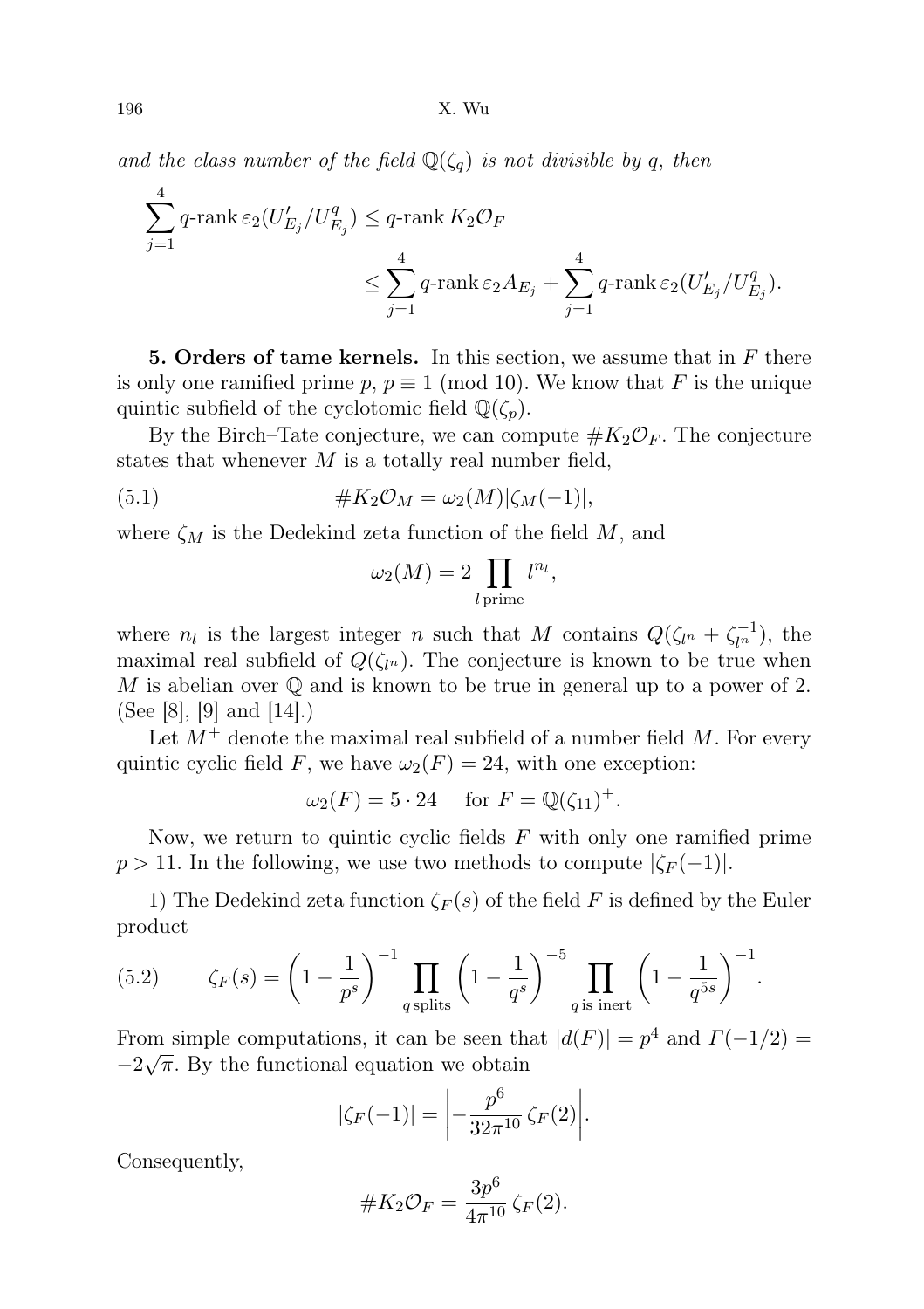*and the class number of the field* $\mathbb{Q}(\zeta_q)$ *is not divisible by* $q$, *then*

$$\sum_{j=1}^{4} q\text{-rank}\, \varepsilon_2(U'_{E_j}/U^q_{E_j}) \le q\text{-rank}\, K_2\mathcal{O}_F \le \sum_{j=1}^{4} q\text{-rank}\, \varepsilon_2 A_{E_j} + \sum_{j=1}^{4} q\text{-rank}\, \varepsilon_2(U'_{E_j}/U^q_{E_j}).$$

**5. Orders of tame kernels.** In this section, we assume that in $F$ there is only one ramified prime $p$, $p \equiv 1 \pmod{10}$. We know that $F$ is the unique quintic subfield of the cyclotomic field $\mathbb{Q}(\zeta_p)$.

By the Birch–Tate conjecture, we can compute $\# K_2\mathcal{O}_F$. The conjecture states that whenever $M$ is a totally real number field,

$$\# K_2\mathcal{O}_M = \omega_2(M)|\zeta_M(-1)|, \tag{5.1}$$

where $\zeta_M$ is the Dedekind zeta function of the field $M$, and

$$\omega_2(M) = 2 \prod_{l\,\text{prime}} l^{n_l},$$

where $n_l$ is the largest integer $n$ such that $M$ contains $Q(\zeta_{l^n} + \zeta_{l^n}^{-1})$, the maximal real subfield of $Q(\zeta_{l^n})$. The conjecture is known to be true when $M$ is abelian over $\mathbb{Q}$ and is known to be true in general up to a power of 2. (See [8], [9] and [14].)

Let $M^+$ denote the maximal real subfield of a number field $M$. For every quintic cyclic field $F$, we have $\omega_2(F) = 24$, with one exception:

$$\omega_2(F) = 5 \cdot 24 \quad \text{for } F = \mathbb{Q}(\zeta_{11})^+.$$

Now, we return to quintic cyclic fields $F$ with only one ramified prime $p > 11$. In the following, we use two methods to compute $|\zeta_F(-1)|$.

1) The Dedekind zeta function $\zeta_F(s)$ of the field $F$ is defined by the Euler product

$$\zeta_F(s) = \left(1 - \frac{1}{p^s}\right)^{-1} \prod_{q\,\text{splits}} \left(1 - \frac{1}{q^s}\right)^{-5} \prod_{q\,\text{is inert}} \left(1 - \frac{1}{q^{5s}}\right)^{-1}. \tag{5.2}$$

From simple computations, it can be seen that $|d(F)| = p^4$ and $\Gamma(-1/2) = -2\sqrt{\pi}$. By the functional equation we obtain

$$|\zeta_F(-1)| = \left| -\frac{p^6}{32\pi^{10}}\, \zeta_F(2) \right|.$$

Consequently,

$$\# K_2\mathcal{O}_F = \frac{3p^6}{4\pi^{10}}\, \zeta_F(2).$$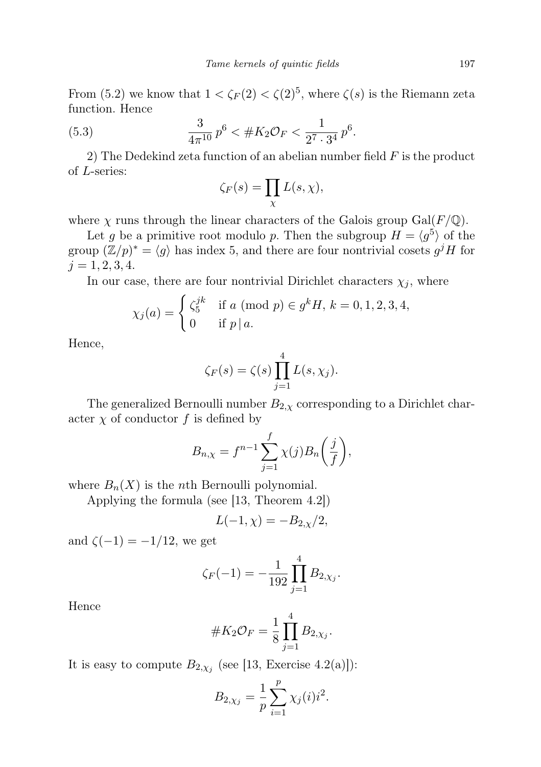From (5.2) we know that $1 < \zeta_F(2) < \zeta(2)^5$, where $\zeta(s)$ is the Riemann zeta function. Hence

$$\frac{3}{4\pi^{10}}\, p^6 < \# K_2\mathcal{O}_F < \frac{1}{2^7 \cdot 3^4}\, p^6. \tag{5.3}$$

2) The Dedekind zeta function of an abelian number field $F$ is the product of $L$-series:

$$\zeta_F(s) = \prod_{\chi} L(s,\chi),$$

where $\chi$ runs through the linear characters of the Galois group $\mathrm{Gal}(F/\mathbb{Q})$.

Let $g$ be a primitive root modulo $p$. Then the subgroup $H = \langle g^5 \rangle$ of the group $(\mathbb{Z}/p)^* = \langle g \rangle$ has index 5, and there are four nontrivial cosets $g^j H$ for $j = 1, 2, 3, 4$.

In our case, there are four nontrivial Dirichlet characters $\chi_j$, where

$$\chi_j(a) = \begin{cases} \zeta_5^{jk} & \text{if } a \pmod{p} \in g^k H,\ k = 0,1,2,3,4, \\ 0 & \text{if } p \mid a. \end{cases}$$

Hence,

$$\zeta_F(s) = \zeta(s) \prod_{j=1}^{4} L(s,\chi_j).$$

The generalized Bernoulli number $B_{2,\chi}$ corresponding to a Dirichlet character $\chi$ of conductor $f$ is defined by

$$B_{n,\chi} = f^{n-1} \sum_{j=1}^{f} \chi(j) B_n\biggl(\frac{j}{f}\biggr),$$

where $B_n(X)$ is the $n$th Bernoulli polynomial.

Applying the formula (see [13, Theorem 4.2])

$$L(-1,\chi) = -B_{2,\chi}/2,$$

and $\zeta(-1) = -1/12$, we get

$$\zeta_F(-1) = -\frac{1}{192} \prod_{j=1}^{4} B_{2,\chi_j}.$$

Hence

$$\# K_2\mathcal{O}_F = \frac{1}{8} \prod_{j=1}^{4} B_{2,\chi_j}.$$

It is easy to compute $B_{2,\chi_j}$ (see [13, Exercise 4.2(a)]):

$$B_{2,\chi_j} = \frac{1}{p} \sum_{i=1}^{p} \chi_j(i) i^2.$$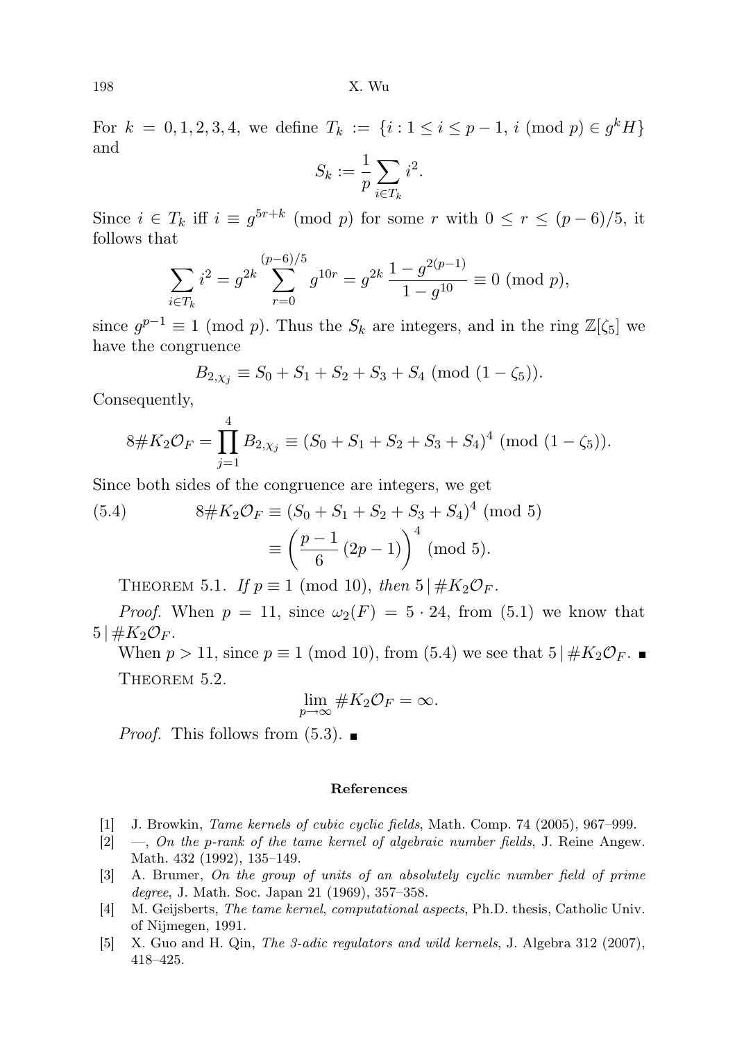For $k = 0,1,2,3,4$, we define $T_k := \{i : 1 \le i \le p-1,\ i \pmod p \in g^k H\}$ and

$$S_k := \frac{1}{p}\sum_{i\in T_k} i^2.$$

Since $i \in T_k$ iff $i \equiv g^{5r+k} \pmod p$ for some $r$ with $0 \le r \le (p-6)/5$, it follows that

$$\sum_{i\in T_k} i^2 = g^{2k}\sum_{r=0}^{(p-6)/5} g^{10r} = g^{2k}\,\frac{1-g^{2(p-1)}}{1-g^{10}} \equiv 0 \pmod p,$$

since $g^{p-1} \equiv 1 \pmod p$. Thus the $S_k$ are integers, and in the ring $\mathbb{Z}[\zeta_5]$ we have the congruence

$$B_{2,\chi_j} \equiv S_0 + S_1 + S_2 + S_3 + S_4 \pmod{(1-\zeta_5)}.$$

Consequently,

$$8\#K_2\mathcal{O}_F = \prod_{j=1}^{4} B_{2,\chi_j} \equiv (S_0 + S_1 + S_2 + S_3 + S_4)^4 \pmod{(1-\zeta_5)}.$$

Since both sides of the congruence are integers, we get

$$\begin{aligned} 8\#K_2\mathcal{O}_F &\equiv (S_0 + S_1 + S_2 + S_3 + S_4)^4 \pmod 5 \\ &\equiv \left(\frac{p-1}{6}\,(2p-1)\right)^4 \pmod 5. \end{aligned} \tag{5.4}$$

Theorem 5.1. *If $p \equiv 1 \pmod{10}$, then $5 \mid \#K_2\mathcal{O}_F$.*

*Proof.* When $p = 11$, since $\omega_2(F) = 5\cdot 24$, from (5.1) we know that $5 \mid \#K_2\mathcal{O}_F$.

When $p > 11$, since $p \equiv 1 \pmod{10}$, from (5.4) we see that $5 \mid \#K_2\mathcal{O}_F$. ∎

Theorem 5.2.

$$\lim_{p\to\infty} \#K_2\mathcal{O}_F = \infty.$$

*Proof.* This follows from (5.3). ∎

## References

[1] J. Browkin, *Tame kernels of cubic cyclic fields*, Math. Comp. 74 (2005), 967–999.

[2] —, *On the p-rank of the tame kernel of algebraic number fields*, J. Reine Angew. Math. 432 (1992), 135–149.

[3] A. Brumer, *On the group of units of an absolutely cyclic number field of prime degree*, J. Math. Soc. Japan 21 (1969), 357–358.

[4] M. Geijsberts, *The tame kernel, computational aspects*, Ph.D. thesis, Catholic Univ. of Nijmegen, 1991.

[5] X. Guo and H. Qin, *The 3-adic regulators and wild kernels*, J. Algebra 312 (2007), 418–425.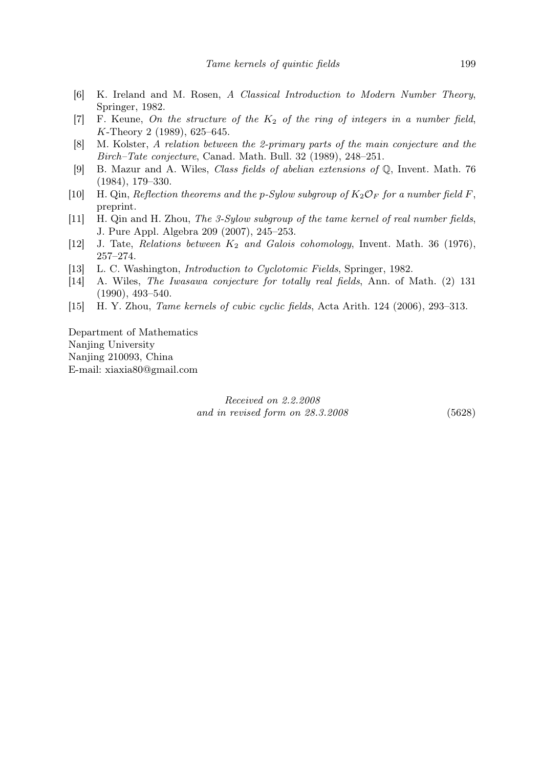[6] K. Ireland and M. Rosen, *A Classical Introduction to Modern Number Theory*, Springer, 1982.

[7] F. Keune, *On the structure of the $K_2$ of the ring of integers in a number field*, *K*-Theory 2 (1989), 625–645.

[8] M. Kolster, *A relation between the 2-primary parts of the main conjecture and the Birch–Tate conjecture*, Canad. Math. Bull. 32 (1989), 248–251.

[9] B. Mazur and A. Wiles, *Class fields of abelian extensions of* $\mathbb{Q}$, Invent. Math. 76 (1984), 179–330.

[10] H. Qin, *Reflection theorems and the p-Sylow subgroup of $K_2\mathcal{O}_F$ for a number field $F$*, preprint.

[11] H. Qin and H. Zhou, *The 3-Sylow subgroup of the tame kernel of real number fields*, J. Pure Appl. Algebra 209 (2007), 245–253.

[12] J. Tate, *Relations between $K_2$ and Galois cohomology*, Invent. Math. 36 (1976), 257–274.

[13] L. C. Washington, *Introduction to Cyclotomic Fields*, Springer, 1982.

[14] A. Wiles, *The Iwasawa conjecture for totally real fields*, Ann. of Math. (2) 131 (1990), 493–540.

[15] H. Y. Zhou, *Tame kernels of cubic cyclic fields*, Acta Arith. 124 (2006), 293–313.

Department of Mathematics
Nanjing University
Nanjing 210093, China
E-mail: xiaxia80@gmail.com

*Received on 2.2.2008*
*and in revised form on 28.3.2008* (5628)